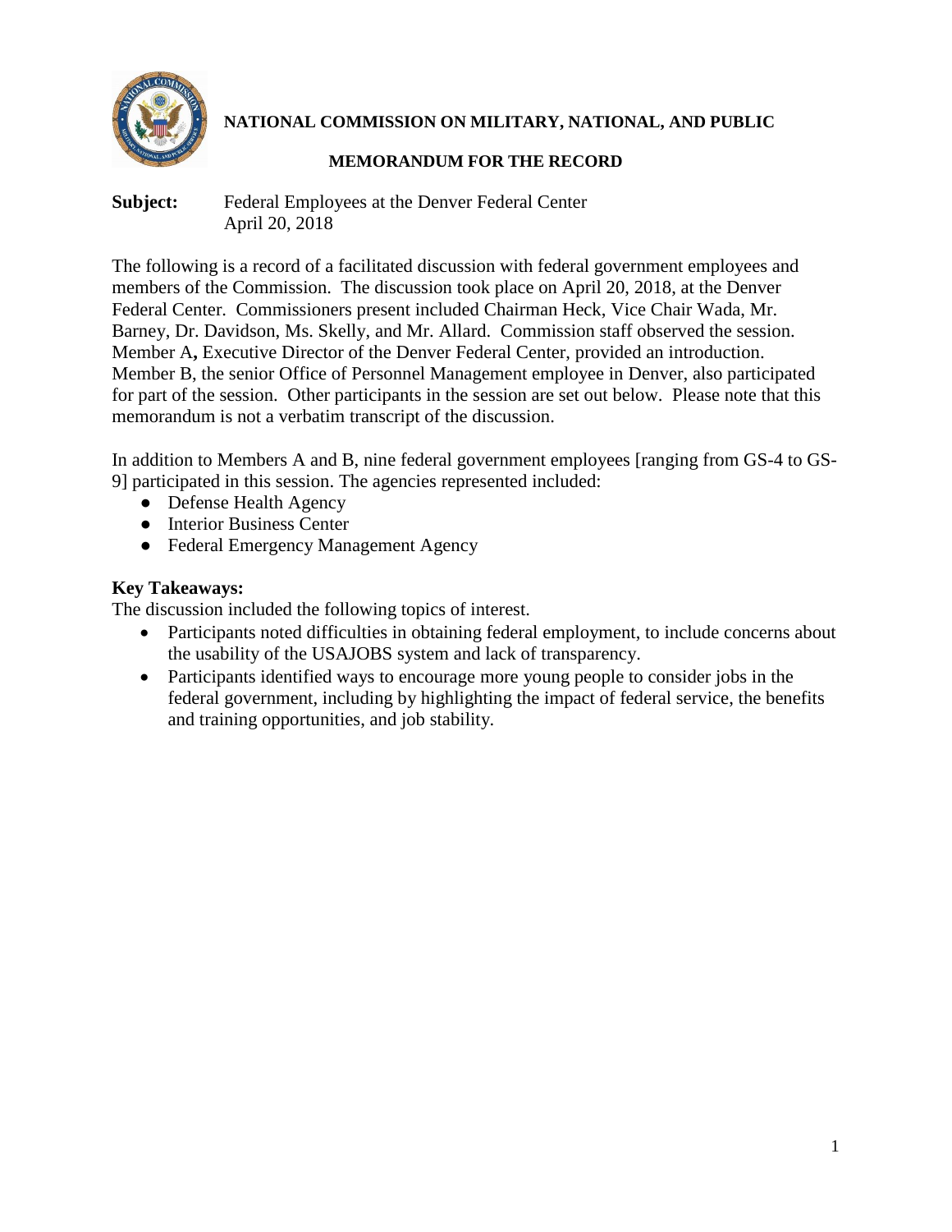**NATIONAL COMMISSION ON MILITARY, NATIONAL, AND PUBLIC**

**MEMORANDUM FOR THE RECORD**

**Subject:** Federal Employees at the Denver Federal Center
April 20, 2018

The following is a record of a facilitated discussion with federal government employees and members of the Commission. The discussion took place on April 20, 2018, at the Denver Federal Center. Commissioners present included Chairman Heck, Vice Chair Wada, Mr. Barney, Dr. Davidson, Ms. Skelly, and Mr. Allard. Commission staff observed the session. Member A**,** Executive Director of the Denver Federal Center, provided an introduction. Member B, the senior Office of Personnel Management employee in Denver, also participated for part of the session. Other participants in the session are set out below. Please note that this memorandum is not a verbatim transcript of the discussion.

In addition to Members A and B, nine federal government employees [ranging from GS-4 to GS-9] participated in this session. The agencies represented included:

- Defense Health Agency
- Interior Business Center
- Federal Emergency Management Agency

**Key Takeaways:**
The discussion included the following topics of interest.

- Participants noted difficulties in obtaining federal employment, to include concerns about the usability of the USAJOBS system and lack of transparency.
- Participants identified ways to encourage more young people to consider jobs in the federal government, including by highlighting the impact of federal service, the benefits and training opportunities, and job stability.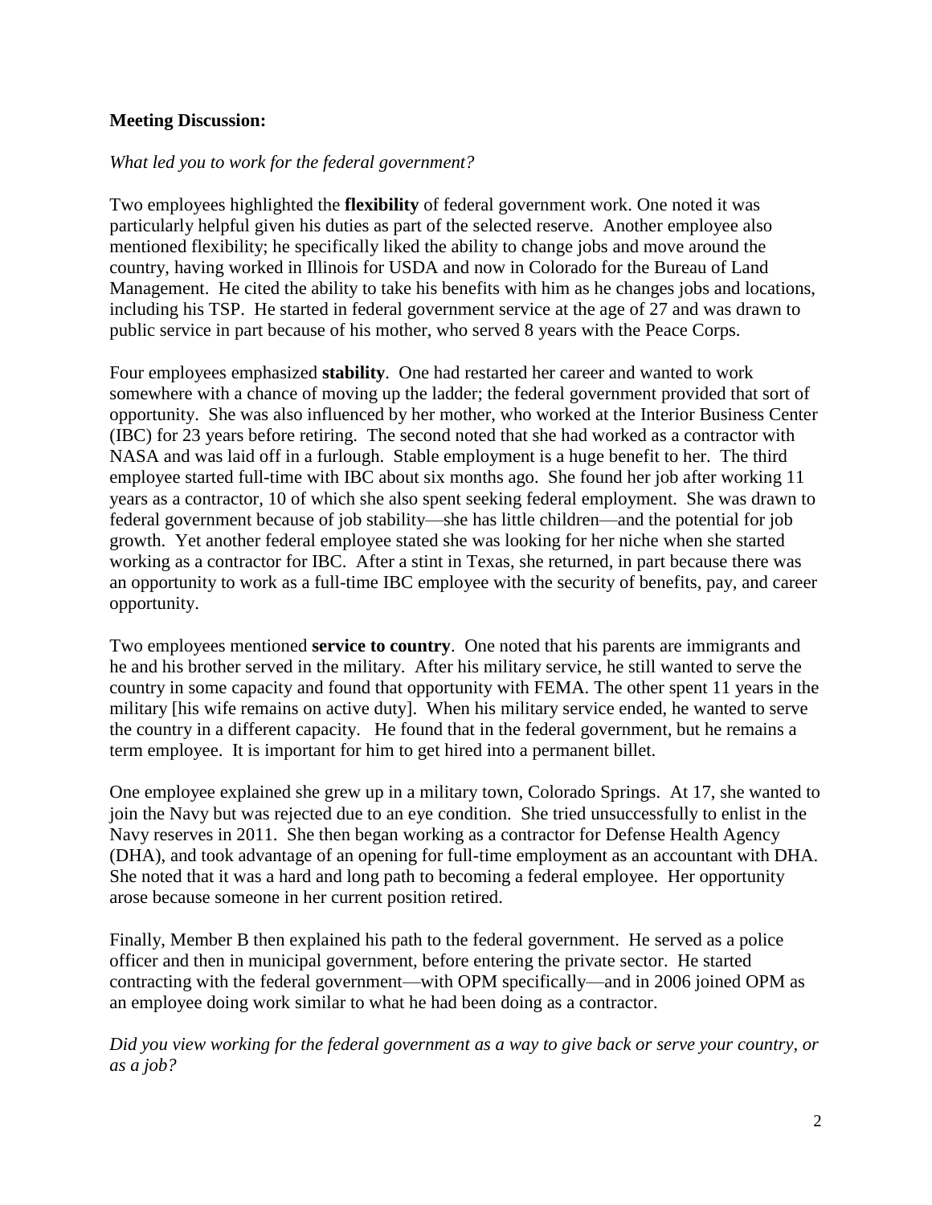**Meeting Discussion:**

*What led you to work for the federal government?*

Two employees highlighted the **flexibility** of federal government work. One noted it was particularly helpful given his duties as part of the selected reserve. Another employee also mentioned flexibility; he specifically liked the ability to change jobs and move around the country, having worked in Illinois for USDA and now in Colorado for the Bureau of Land Management. He cited the ability to take his benefits with him as he changes jobs and locations, including his TSP. He started in federal government service at the age of 27 and was drawn to public service in part because of his mother, who served 8 years with the Peace Corps.

Four employees emphasized **stability**. One had restarted her career and wanted to work somewhere with a chance of moving up the ladder; the federal government provided that sort of opportunity. She was also influenced by her mother, who worked at the Interior Business Center (IBC) for 23 years before retiring. The second noted that she had worked as a contractor with NASA and was laid off in a furlough. Stable employment is a huge benefit to her. The third employee started full-time with IBC about six months ago. She found her job after working 11 years as a contractor, 10 of which she also spent seeking federal employment. She was drawn to federal government because of job stability—she has little children—and the potential for job growth. Yet another federal employee stated she was looking for her niche when she started working as a contractor for IBC. After a stint in Texas, she returned, in part because there was an opportunity to work as a full-time IBC employee with the security of benefits, pay, and career opportunity.

Two employees mentioned **service to country**. One noted that his parents are immigrants and he and his brother served in the military. After his military service, he still wanted to serve the country in some capacity and found that opportunity with FEMA. The other spent 11 years in the military [his wife remains on active duty]. When his military service ended, he wanted to serve the country in a different capacity. He found that in the federal government, but he remains a term employee. It is important for him to get hired into a permanent billet.

One employee explained she grew up in a military town, Colorado Springs. At 17, she wanted to join the Navy but was rejected due to an eye condition. She tried unsuccessfully to enlist in the Navy reserves in 2011. She then began working as a contractor for Defense Health Agency (DHA), and took advantage of an opening for full-time employment as an accountant with DHA. She noted that it was a hard and long path to becoming a federal employee. Her opportunity arose because someone in her current position retired.

Finally, Member B then explained his path to the federal government. He served as a police officer and then in municipal government, before entering the private sector. He started contracting with the federal government—with OPM specifically—and in 2006 joined OPM as an employee doing work similar to what he had been doing as a contractor.

*Did you view working for the federal government as a way to give back or serve your country, or as a job?*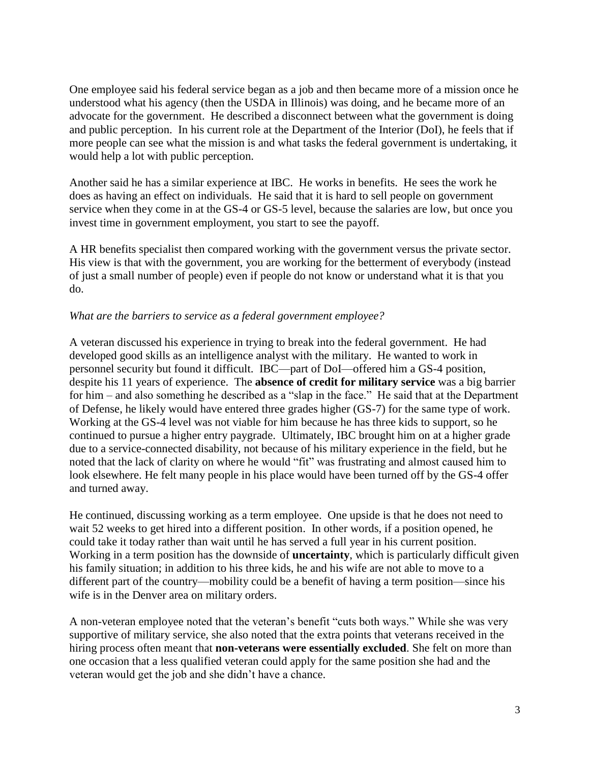One employee said his federal service began as a job and then became more of a mission once he understood what his agency (then the USDA in Illinois) was doing, and he became more of an advocate for the government. He described a disconnect between what the government is doing and public perception. In his current role at the Department of the Interior (DoI), he feels that if more people can see what the mission is and what tasks the federal government is undertaking, it would help a lot with public perception.

Another said he has a similar experience at IBC. He works in benefits. He sees the work he does as having an effect on individuals. He said that it is hard to sell people on government service when they come in at the GS-4 or GS-5 level, because the salaries are low, but once you invest time in government employment, you start to see the payoff.

A HR benefits specialist then compared working with the government versus the private sector. His view is that with the government, you are working for the betterment of everybody (instead of just a small number of people) even if people do not know or understand what it is that you do.

*What are the barriers to service as a federal government employee?*

A veteran discussed his experience in trying to break into the federal government. He had developed good skills as an intelligence analyst with the military. He wanted to work in personnel security but found it difficult. IBC—part of DoI—offered him a GS-4 position, despite his 11 years of experience. The **absence of credit for military service** was a big barrier for him – and also something he described as a "slap in the face." He said that at the Department of Defense, he likely would have entered three grades higher (GS-7) for the same type of work. Working at the GS-4 level was not viable for him because he has three kids to support, so he continued to pursue a higher entry paygrade. Ultimately, IBC brought him on at a higher grade due to a service-connected disability, not because of his military experience in the field, but he noted that the lack of clarity on where he would "fit" was frustrating and almost caused him to look elsewhere. He felt many people in his place would have been turned off by the GS-4 offer and turned away.

He continued, discussing working as a term employee. One upside is that he does not need to wait 52 weeks to get hired into a different position. In other words, if a position opened, he could take it today rather than wait until he has served a full year in his current position. Working in a term position has the downside of **uncertainty**, which is particularly difficult given his family situation; in addition to his three kids, he and his wife are not able to move to a different part of the country—mobility could be a benefit of having a term position—since his wife is in the Denver area on military orders.

A non-veteran employee noted that the veteran's benefit "cuts both ways." While she was very supportive of military service, she also noted that the extra points that veterans received in the hiring process often meant that **non-veterans were essentially excluded**. She felt on more than one occasion that a less qualified veteran could apply for the same position she had and the veteran would get the job and she didn't have a chance.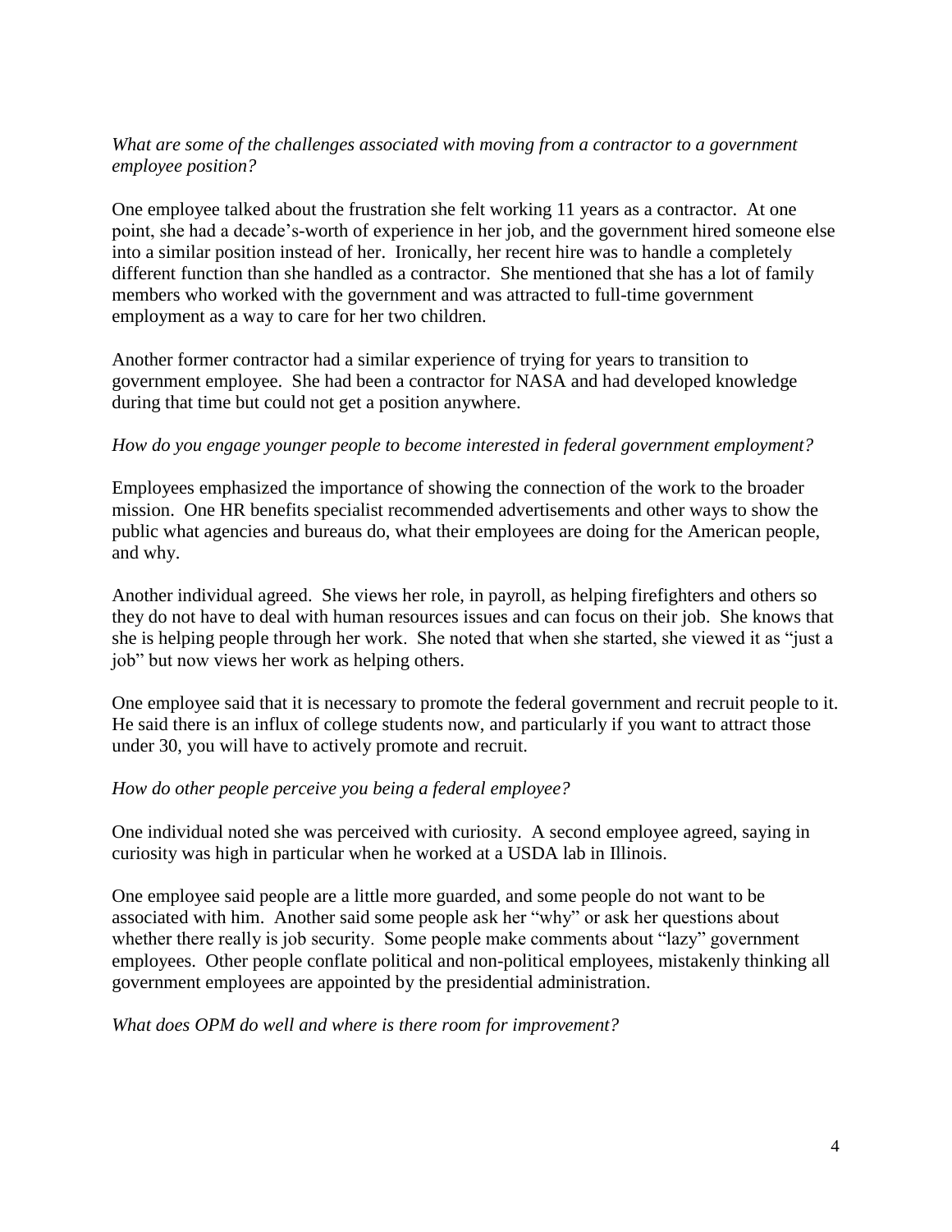*What are some of the challenges associated with moving from a contractor to a government employee position?*

One employee talked about the frustration she felt working 11 years as a contractor. At one point, she had a decade's-worth of experience in her job, and the government hired someone else into a similar position instead of her. Ironically, her recent hire was to handle a completely different function than she handled as a contractor. She mentioned that she has a lot of family members who worked with the government and was attracted to full-time government employment as a way to care for her two children.

Another former contractor had a similar experience of trying for years to transition to government employee. She had been a contractor for NASA and had developed knowledge during that time but could not get a position anywhere.

*How do you engage younger people to become interested in federal government employment?*

Employees emphasized the importance of showing the connection of the work to the broader mission. One HR benefits specialist recommended advertisements and other ways to show the public what agencies and bureaus do, what their employees are doing for the American people, and why.

Another individual agreed. She views her role, in payroll, as helping firefighters and others so they do not have to deal with human resources issues and can focus on their job. She knows that she is helping people through her work. She noted that when she started, she viewed it as "just a job" but now views her work as helping others.

One employee said that it is necessary to promote the federal government and recruit people to it. He said there is an influx of college students now, and particularly if you want to attract those under 30, you will have to actively promote and recruit.

*How do other people perceive you being a federal employee?*

One individual noted she was perceived with curiosity. A second employee agreed, saying in curiosity was high in particular when he worked at a USDA lab in Illinois.

One employee said people are a little more guarded, and some people do not want to be associated with him. Another said some people ask her "why" or ask her questions about whether there really is job security. Some people make comments about "lazy" government employees. Other people conflate political and non-political employees, mistakenly thinking all government employees are appointed by the presidential administration.

*What does OPM do well and where is there room for improvement?*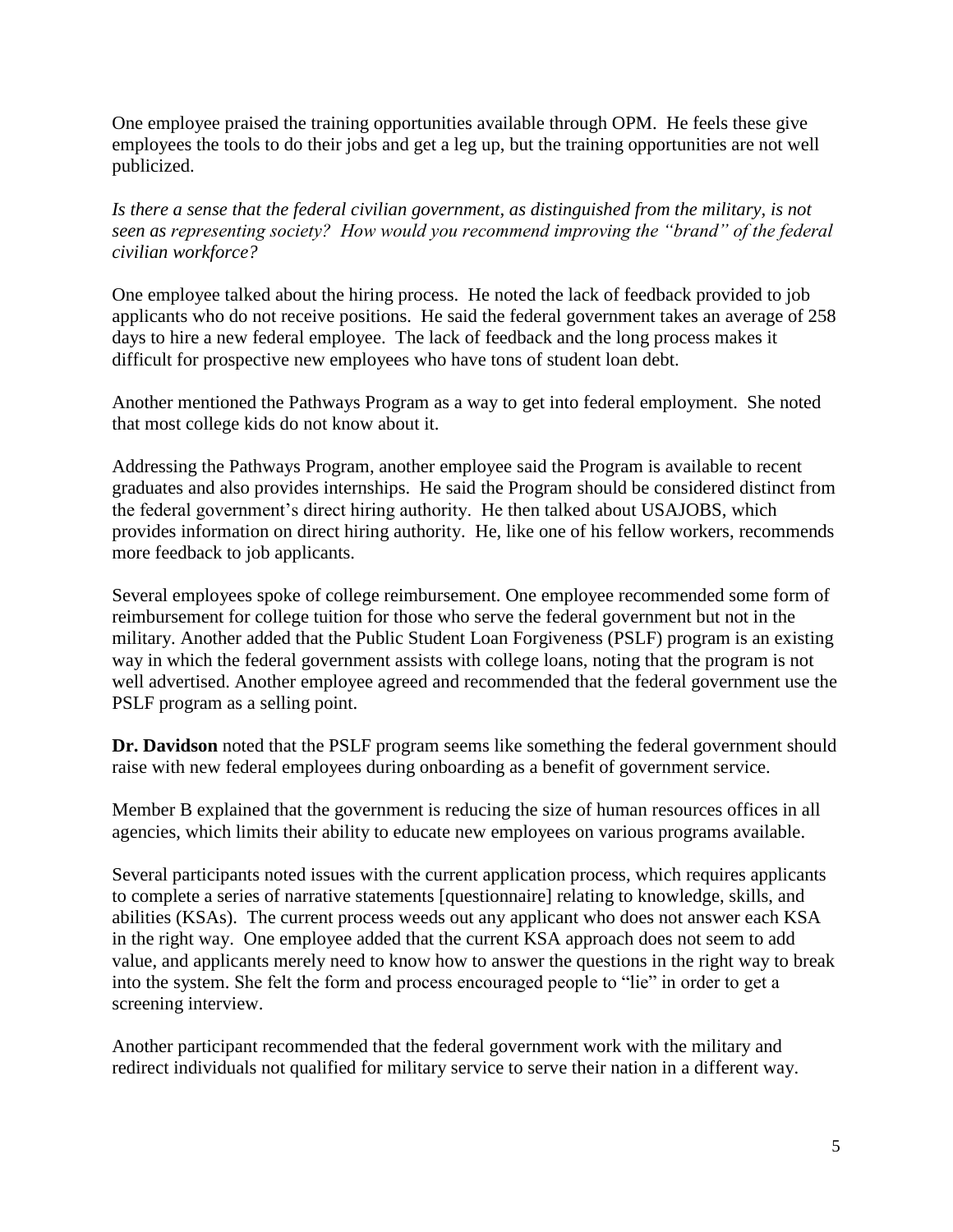One employee praised the training opportunities available through OPM. He feels these give employees the tools to do their jobs and get a leg up, but the training opportunities are not well publicized.

*Is there a sense that the federal civilian government, as distinguished from the military, is not seen as representing society? How would you recommend improving the "brand" of the federal civilian workforce?*

One employee talked about the hiring process. He noted the lack of feedback provided to job applicants who do not receive positions. He said the federal government takes an average of 258 days to hire a new federal employee. The lack of feedback and the long process makes it difficult for prospective new employees who have tons of student loan debt.

Another mentioned the Pathways Program as a way to get into federal employment. She noted that most college kids do not know about it.

Addressing the Pathways Program, another employee said the Program is available to recent graduates and also provides internships. He said the Program should be considered distinct from the federal government's direct hiring authority. He then talked about USAJOBS, which provides information on direct hiring authority. He, like one of his fellow workers, recommends more feedback to job applicants.

Several employees spoke of college reimbursement. One employee recommended some form of reimbursement for college tuition for those who serve the federal government but not in the military. Another added that the Public Student Loan Forgiveness (PSLF) program is an existing way in which the federal government assists with college loans, noting that the program is not well advertised. Another employee agreed and recommended that the federal government use the PSLF program as a selling point.

**Dr. Davidson** noted that the PSLF program seems like something the federal government should raise with new federal employees during onboarding as a benefit of government service.

Member B explained that the government is reducing the size of human resources offices in all agencies, which limits their ability to educate new employees on various programs available.

Several participants noted issues with the current application process, which requires applicants to complete a series of narrative statements [questionnaire] relating to knowledge, skills, and abilities (KSAs). The current process weeds out any applicant who does not answer each KSA in the right way. One employee added that the current KSA approach does not seem to add value, and applicants merely need to know how to answer the questions in the right way to break into the system. She felt the form and process encouraged people to "lie" in order to get a screening interview.

Another participant recommended that the federal government work with the military and redirect individuals not qualified for military service to serve their nation in a different way.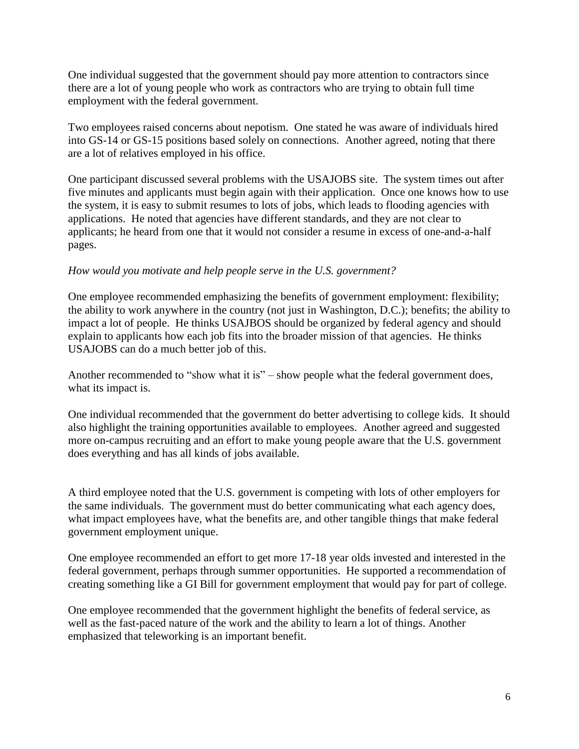One individual suggested that the government should pay more attention to contractors since there are a lot of young people who work as contractors who are trying to obtain full time employment with the federal government.

Two employees raised concerns about nepotism. One stated he was aware of individuals hired into GS-14 or GS-15 positions based solely on connections. Another agreed, noting that there are a lot of relatives employed in his office.

One participant discussed several problems with the USAJOBS site. The system times out after five minutes and applicants must begin again with their application. Once one knows how to use the system, it is easy to submit resumes to lots of jobs, which leads to flooding agencies with applications. He noted that agencies have different standards, and they are not clear to applicants; he heard from one that it would not consider a resume in excess of one-and-a-half pages.

*How would you motivate and help people serve in the U.S. government?*

One employee recommended emphasizing the benefits of government employment: flexibility; the ability to work anywhere in the country (not just in Washington, D.C.); benefits; the ability to impact a lot of people. He thinks USAJBOS should be organized by federal agency and should explain to applicants how each job fits into the broader mission of that agencies. He thinks USAJOBS can do a much better job of this.

Another recommended to "show what it is" – show people what the federal government does, what its impact is.

One individual recommended that the government do better advertising to college kids. It should also highlight the training opportunities available to employees. Another agreed and suggested more on-campus recruiting and an effort to make young people aware that the U.S. government does everything and has all kinds of jobs available.

A third employee noted that the U.S. government is competing with lots of other employers for the same individuals. The government must do better communicating what each agency does, what impact employees have, what the benefits are, and other tangible things that make federal government employment unique.

One employee recommended an effort to get more 17-18 year olds invested and interested in the federal government, perhaps through summer opportunities. He supported a recommendation of creating something like a GI Bill for government employment that would pay for part of college.

One employee recommended that the government highlight the benefits of federal service, as well as the fast-paced nature of the work and the ability to learn a lot of things. Another emphasized that teleworking is an important benefit.